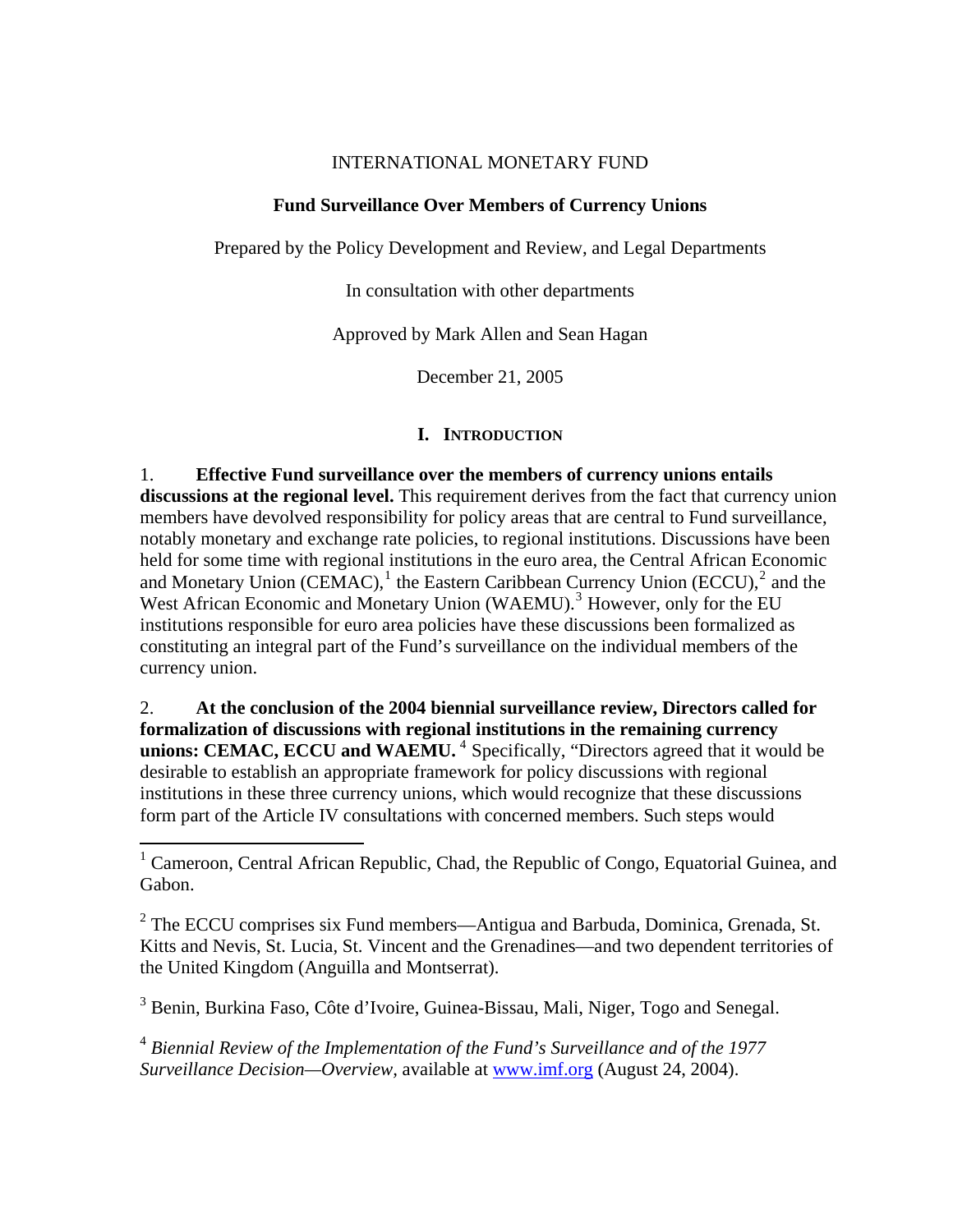INTERNATIONAL MONETARY FUND

**Fund Surveillance Over Members of Currency Unions**

Prepared by the Policy Development and Review, and Legal Departments

In consultation with other departments

Approved by Mark Allen and Sean Hagan

December 21, 2005

## I. Introduction

1. **Effective Fund surveillance over the members of currency unions entails discussions at the regional level.** This requirement derives from the fact that currency union members have devolved responsibility for policy areas that are central to Fund surveillance, notably monetary and exchange rate policies, to regional institutions. Discussions have been held for some time with regional institutions in the euro area, the Central African Economic and Monetary Union (CEMAC),[1] the Eastern Caribbean Currency Union (ECCU),[2] and the West African Economic and Monetary Union (WAEMU).[3] However, only for the EU institutions responsible for euro area policies have these discussions been formalized as constituting an integral part of the Fund's surveillance on the individual members of the currency union.

2. **At the conclusion of the 2004 biennial surveillance review, Directors called for formalization of discussions with regional institutions in the remaining currency unions: CEMAC, ECCU and WAEMU.** [4] Specifically, "Directors agreed that it would be desirable to establish an appropriate framework for policy discussions with regional institutions in these three currency unions, which would recognize that these discussions form part of the Article IV consultations with concerned members. Such steps would

---

[1] Cameroon, Central African Republic, Chad, the Republic of Congo, Equatorial Guinea, and Gabon.

[2] The ECCU comprises six Fund members—Antigua and Barbuda, Dominica, Grenada, St. Kitts and Nevis, St. Lucia, St. Vincent and the Grenadines—and two dependent territories of the United Kingdom (Anguilla and Montserrat).

[3] Benin, Burkina Faso, Côte d'Ivoire, Guinea-Bissau, Mali, Niger, Togo and Senegal.

[4] *Biennial Review of the Implementation of the Fund's Surveillance and of the 1977 Surveillance Decision—Overview,* available at www.imf.org (August 24, 2004).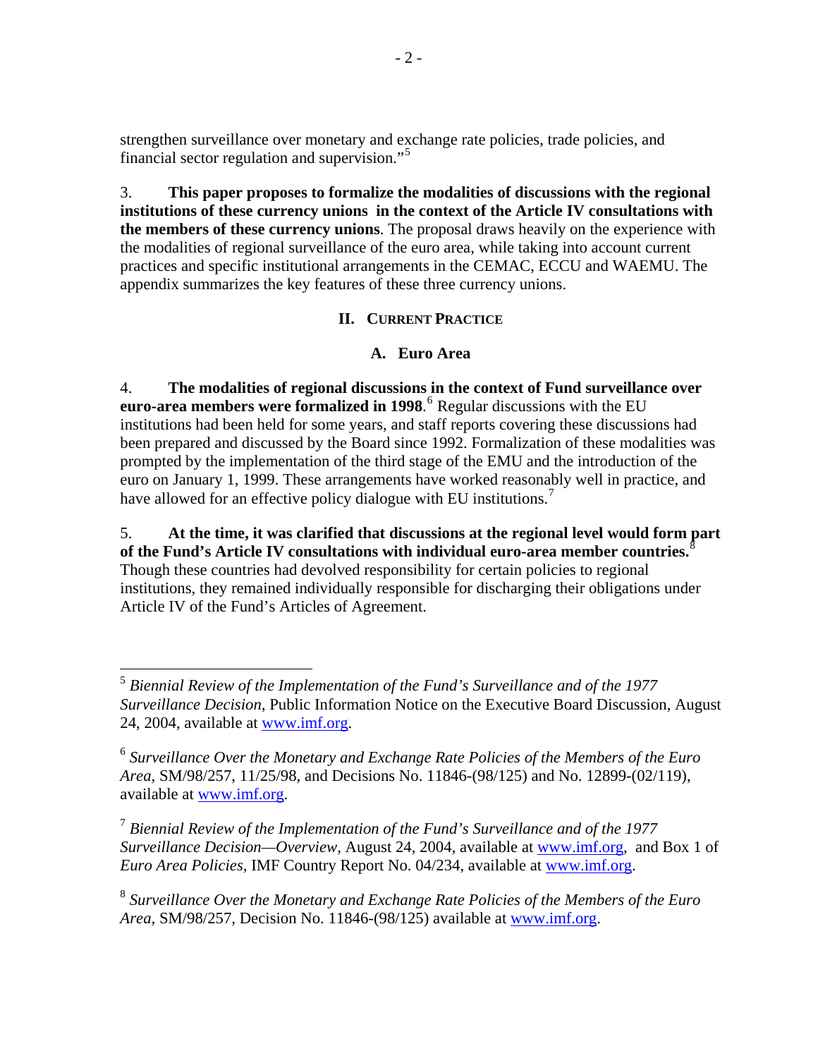strengthen surveillance over monetary and exchange rate policies, trade policies, and financial sector regulation and supervision."[5]

3. **This paper proposes to formalize the modalities of discussions with the regional institutions of these currency unions in the context of the Article IV consultations with the members of these currency unions**. The proposal draws heavily on the experience with the modalities of regional surveillance of the euro area, while taking into account current practices and specific institutional arrangements in the CEMAC, ECCU and WAEMU. The appendix summarizes the key features of these three currency unions.

## II. Current Practice

### A. Euro Area

4. **The modalities of regional discussions in the context of Fund surveillance over euro-area members were formalized in 1998**.[6] Regular discussions with the EU institutions had been held for some years, and staff reports covering these discussions had been prepared and discussed by the Board since 1992. Formalization of these modalities was prompted by the implementation of the third stage of the EMU and the introduction of the euro on January 1, 1999. These arrangements have worked reasonably well in practice, and have allowed for an effective policy dialogue with EU institutions.[7]

5. **At the time, it was clarified that discussions at the regional level would form part of the Fund's Article IV consultations with individual euro-area member countries.**[8] Though these countries had devolved responsibility for certain policies to regional institutions, they remained individually responsible for discharging their obligations under Article IV of the Fund's Articles of Agreement.

---

[5] *Biennial Review of the Implementation of the Fund's Surveillance and of the 1977 Surveillance Decision*, Public Information Notice on the Executive Board Discussion, August 24, 2004, available at www.imf.org.

[6] *Surveillance Over the Monetary and Exchange Rate Policies of the Members of the Euro Area*, SM/98/257, 11/25/98, and Decisions No. 11846-(98/125) and No. 12899-(02/119), available at www.imf.org.

[7] *Biennial Review of the Implementation of the Fund's Surveillance and of the 1977 Surveillance Decision—Overview*, August 24, 2004, available at www.imf.org, and Box 1 of *Euro Area Policies*, IMF Country Report No. 04/234, available at www.imf.org.

[8] *Surveillance Over the Monetary and Exchange Rate Policies of the Members of the Euro Area*, SM/98/257, Decision No. 11846-(98/125) available at www.imf.org.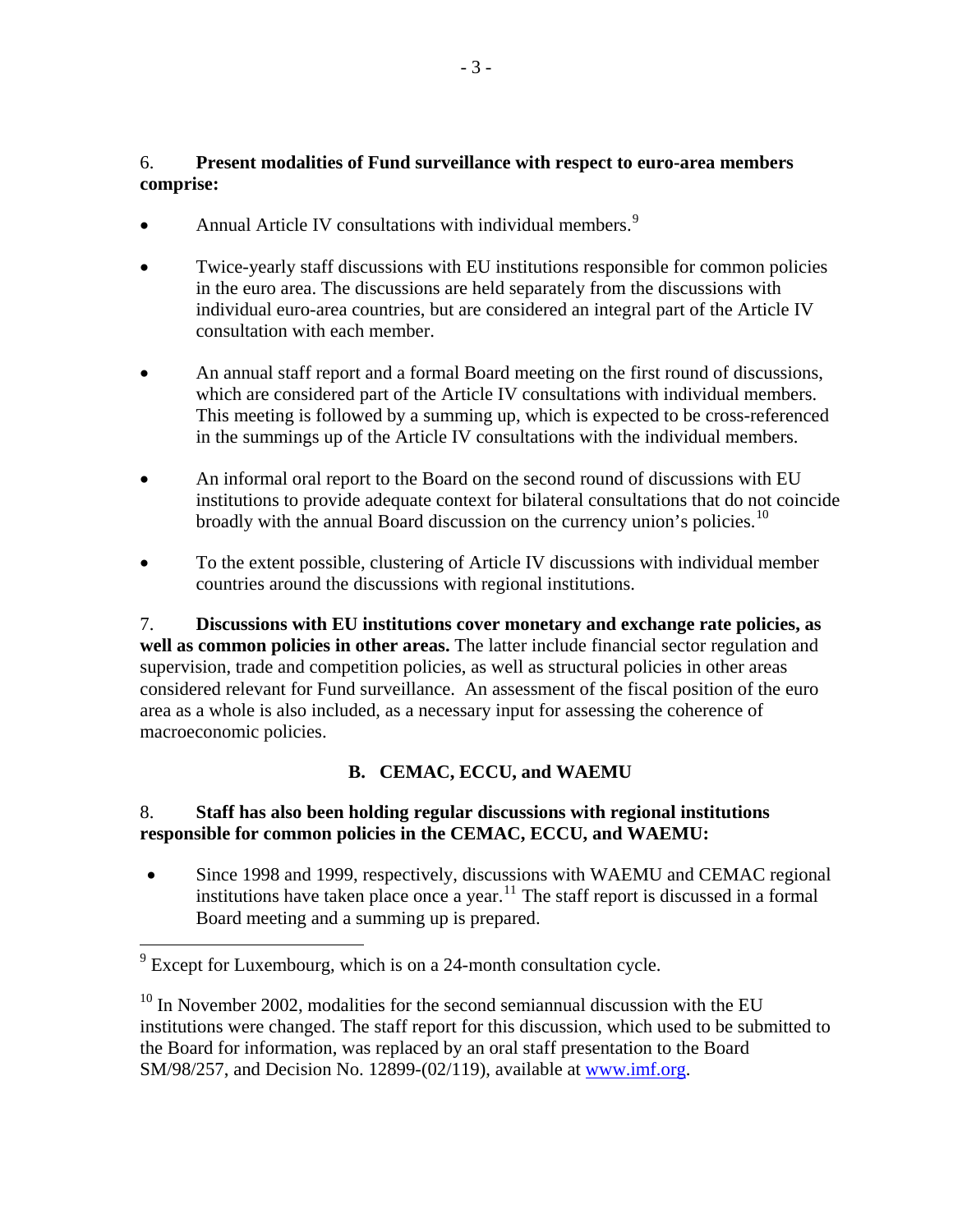6. **Present modalities of Fund surveillance with respect to euro-area members comprise:**

- Annual Article IV consultations with individual members.[9]

- Twice-yearly staff discussions with EU institutions responsible for common policies in the euro area. The discussions are held separately from the discussions with individual euro-area countries, but are considered an integral part of the Article IV consultation with each member.

- An annual staff report and a formal Board meeting on the first round of discussions, which are considered part of the Article IV consultations with individual members. This meeting is followed by a summing up, which is expected to be cross-referenced in the summings up of the Article IV consultations with the individual members.

- An informal oral report to the Board on the second round of discussions with EU institutions to provide adequate context for bilateral consultations that do not coincide broadly with the annual Board discussion on the currency union's policies.[10]

- To the extent possible, clustering of Article IV discussions with individual member countries around the discussions with regional institutions.

7. **Discussions with EU institutions cover monetary and exchange rate policies, as well as common policies in other areas.** The latter include financial sector regulation and supervision, trade and competition policies, as well as structural policies in other areas considered relevant for Fund surveillance. An assessment of the fiscal position of the euro area as a whole is also included, as a necessary input for assessing the coherence of macroeconomic policies.

### B. CEMAC, ECCU, and WAEMU

8. **Staff has also been holding regular discussions with regional institutions responsible for common policies in the CEMAC, ECCU, and WAEMU:**

- Since 1998 and 1999, respectively, discussions with WAEMU and CEMAC regional institutions have taken place once a year.[11] The staff report is discussed in a formal Board meeting and a summing up is prepared.

---

[9] Except for Luxembourg, which is on a 24-month consultation cycle.

[10] In November 2002, modalities for the second semiannual discussion with the EU institutions were changed. The staff report for this discussion, which used to be submitted to the Board for information, was replaced by an oral staff presentation to the Board SM/98/257, and Decision No. 12899-(02/119), available at www.imf.org.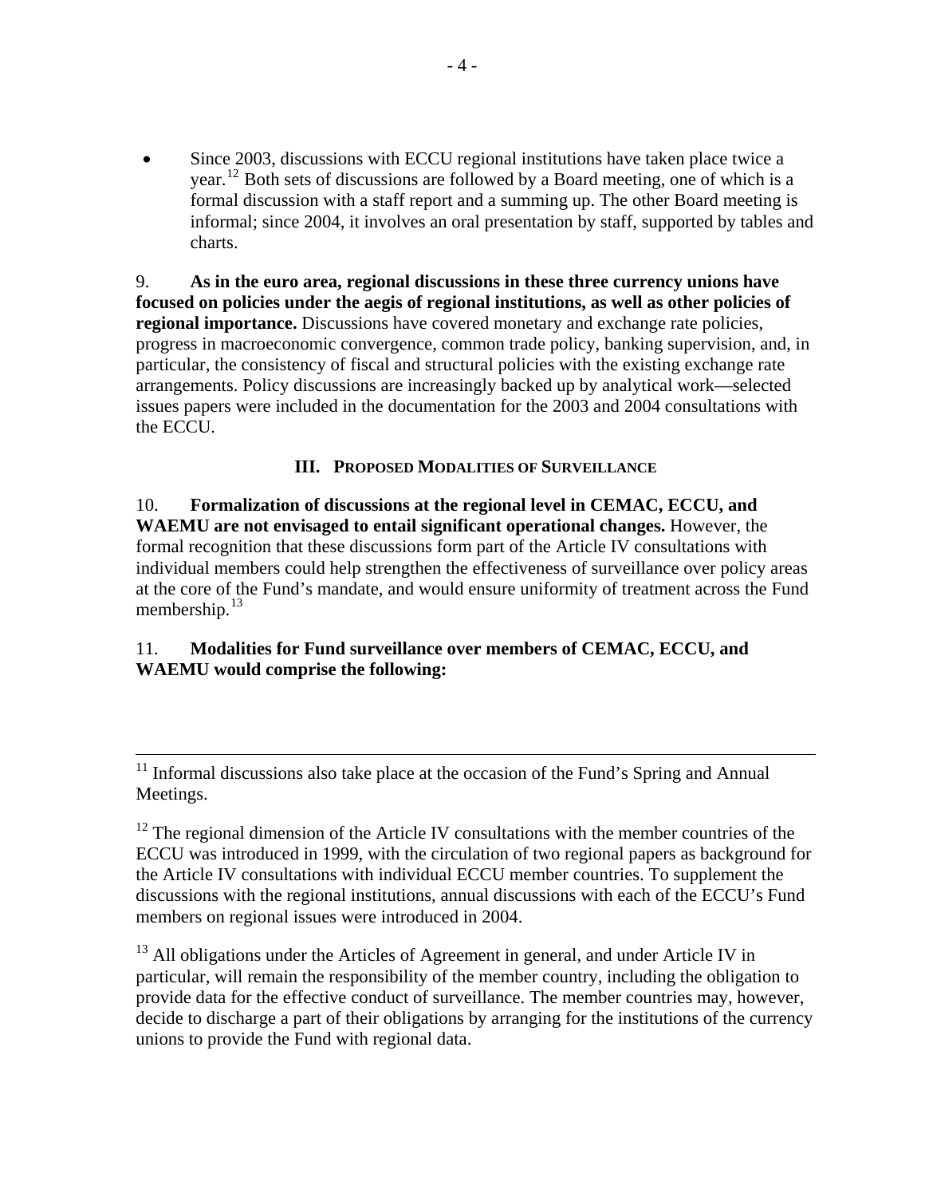- Since 2003, discussions with ECCU regional institutions have taken place twice a year.[12] Both sets of discussions are followed by a Board meeting, one of which is a formal discussion with a staff report and a summing up. The other Board meeting is informal; since 2004, it involves an oral presentation by staff, supported by tables and charts.

9. **As in the euro area, regional discussions in these three currency unions have focused on policies under the aegis of regional institutions, as well as other policies of regional importance.** Discussions have covered monetary and exchange rate policies, progress in macroeconomic convergence, common trade policy, banking supervision, and, in particular, the consistency of fiscal and structural policies with the existing exchange rate arrangements. Policy discussions are increasingly backed up by analytical work—selected issues papers were included in the documentation for the 2003 and 2004 consultations with the ECCU.

## III. Proposed Modalities of Surveillance

10. **Formalization of discussions at the regional level in CEMAC, ECCU, and WAEMU are not envisaged to entail significant operational changes.** However, the formal recognition that these discussions form part of the Article IV consultations with individual members could help strengthen the effectiveness of surveillance over policy areas at the core of the Fund's mandate, and would ensure uniformity of treatment across the Fund membership.[13]

11. **Modalities for Fund surveillance over members of CEMAC, ECCU, and WAEMU would comprise the following:**

---

[11] Informal discussions also take place at the occasion of the Fund's Spring and Annual Meetings.

[12] The regional dimension of the Article IV consultations with the member countries of the ECCU was introduced in 1999, with the circulation of two regional papers as background for the Article IV consultations with individual ECCU member countries. To supplement the discussions with the regional institutions, annual discussions with each of the ECCU's Fund members on regional issues were introduced in 2004.

[13] All obligations under the Articles of Agreement in general, and under Article IV in particular, will remain the responsibility of the member country, including the obligation to provide data for the effective conduct of surveillance. The member countries may, however, decide to discharge a part of their obligations by arranging for the institutions of the currency unions to provide the Fund with regional data.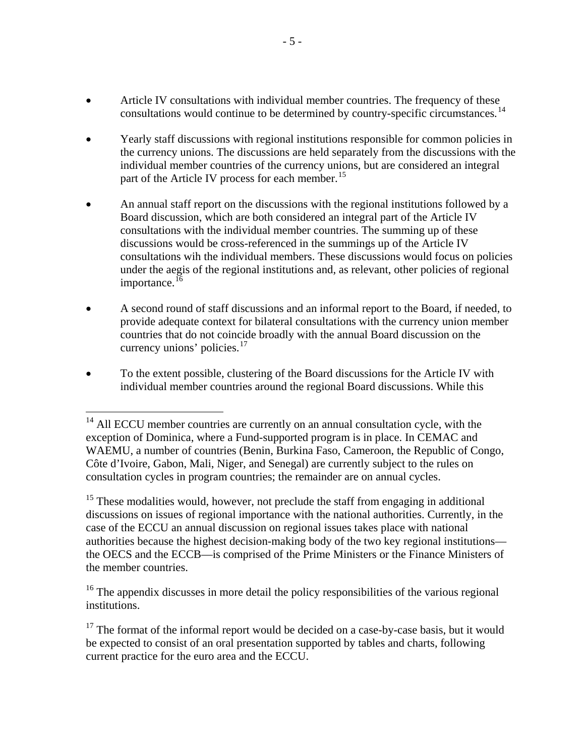- Article IV consultations with individual member countries. The frequency of these consultations would continue to be determined by country-specific circumstances.[14]

- Yearly staff discussions with regional institutions responsible for common policies in the currency unions. The discussions are held separately from the discussions with the individual member countries of the currency unions, but are considered an integral part of the Article IV process for each member.[15]

- An annual staff report on the discussions with the regional institutions followed by a Board discussion, which are both considered an integral part of the Article IV consultations with the individual member countries. The summing up of these discussions would be cross-referenced in the summings up of the Article IV consultations wih the individual members. These discussions would focus on policies under the aegis of the regional institutions and, as relevant, other policies of regional importance.[16]

- A second round of staff discussions and an informal report to the Board, if needed, to provide adequate context for bilateral consultations with the currency union member countries that do not coincide broadly with the annual Board discussion on the currency unions' policies.[17]

- To the extent possible, clustering of the Board discussions for the Article IV with individual member countries around the regional Board discussions. While this

---

[14] All ECCU member countries are currently on an annual consultation cycle, with the exception of Dominica, where a Fund-supported program is in place. In CEMAC and WAEMU, a number of countries (Benin, Burkina Faso, Cameroon, the Republic of Congo, Côte d'Ivoire, Gabon, Mali, Niger, and Senegal) are currently subject to the rules on consultation cycles in program countries; the remainder are on annual cycles.

[15] These modalities would, however, not preclude the staff from engaging in additional discussions on issues of regional importance with the national authorities. Currently, in the case of the ECCU an annual discussion on regional issues takes place with national authorities because the highest decision-making body of the two key regional institutions—the OECS and the ECCB—is comprised of the Prime Ministers or the Finance Ministers of the member countries.

[16] The appendix discusses in more detail the policy responsibilities of the various regional institutions.

[17] The format of the informal report would be decided on a case-by-case basis, but it would be expected to consist of an oral presentation supported by tables and charts, following current practice for the euro area and the ECCU.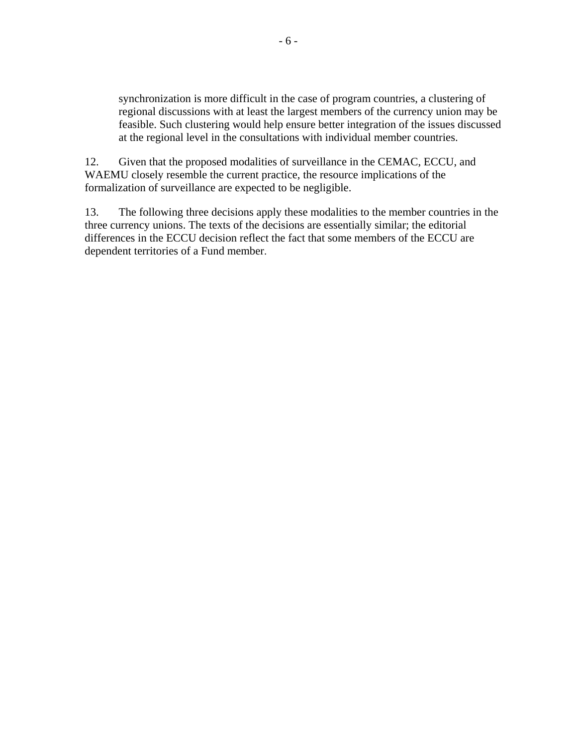synchronization is more difficult in the case of program countries, a clustering of regional discussions with at least the largest members of the currency union may be feasible. Such clustering would help ensure better integration of the issues discussed at the regional level in the consultations with individual member countries.

12. Given that the proposed modalities of surveillance in the CEMAC, ECCU, and WAEMU closely resemble the current practice, the resource implications of the formalization of surveillance are expected to be negligible.

13. The following three decisions apply these modalities to the member countries in the three currency unions. The texts of the decisions are essentially similar; the editorial differences in the ECCU decision reflect the fact that some members of the ECCU are dependent territories of a Fund member.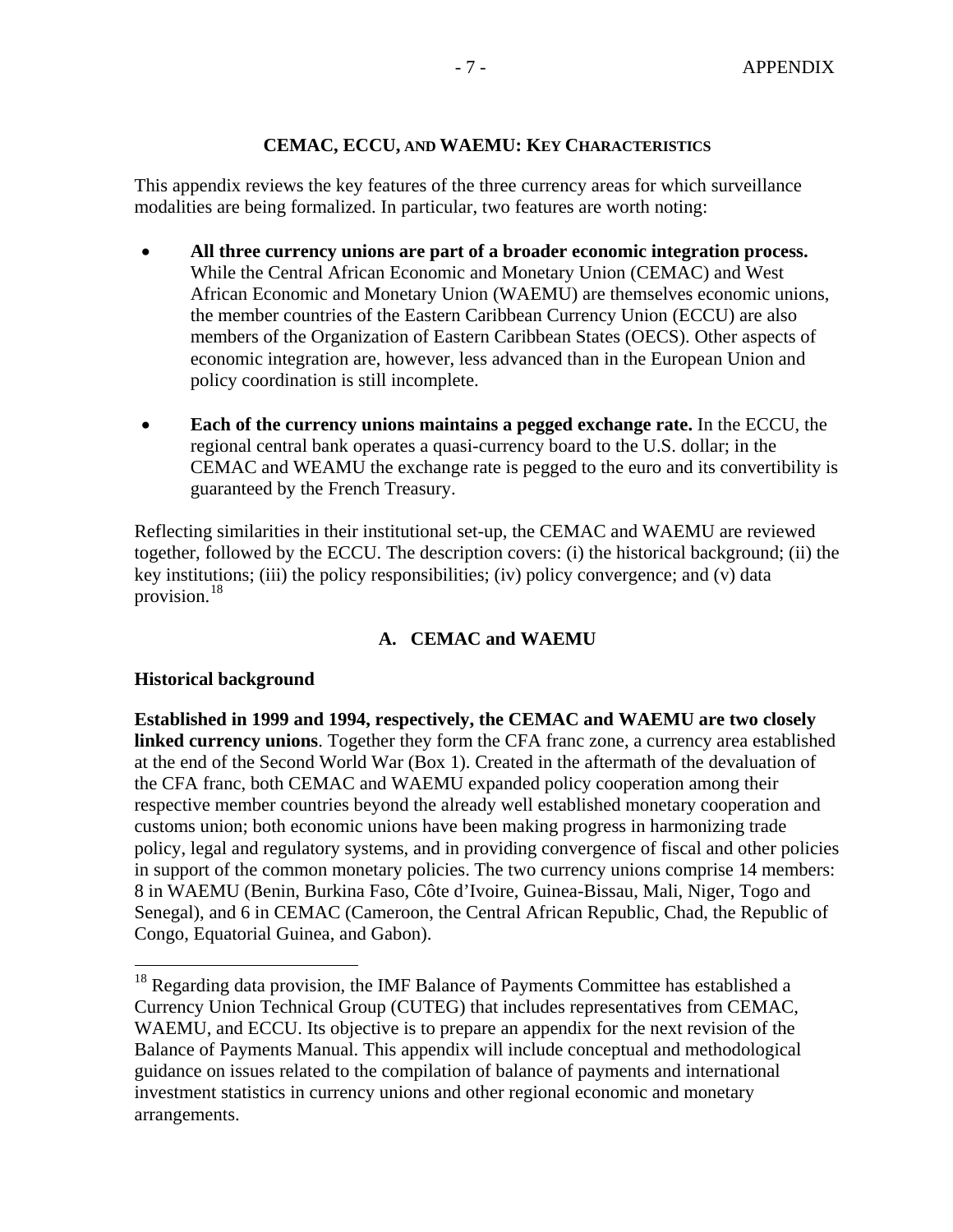## CEMAC, ECCU, AND WAEMU: KEY CHARACTERISTICS

This appendix reviews the key features of the three currency areas for which surveillance modalities are being formalized. In particular, two features are worth noting:

- **All three currency unions are part of a broader economic integration process.** While the Central African Economic and Monetary Union (CEMAC) and West African Economic and Monetary Union (WAEMU) are themselves economic unions, the member countries of the Eastern Caribbean Currency Union (ECCU) are also members of the Organization of Eastern Caribbean States (OECS). Other aspects of economic integration are, however, less advanced than in the European Union and policy coordination is still incomplete.

- **Each of the currency unions maintains a pegged exchange rate.** In the ECCU, the regional central bank operates a quasi-currency board to the U.S. dollar; in the CEMAC and WEAMU the exchange rate is pegged to the euro and its convertibility is guaranteed by the French Treasury.

Reflecting similarities in their institutional set-up, the CEMAC and WAEMU are reviewed together, followed by the ECCU. The description covers: (i) the historical background; (ii) the key institutions; (iii) the policy responsibilities; (iv) policy convergence; and (v) data provision.[18]

### A. CEMAC and WAEMU

**Historical background**

**Established in 1999 and 1994, respectively, the CEMAC and WAEMU are two closely linked currency unions**. Together they form the CFA franc zone, a currency area established at the end of the Second World War (Box 1). Created in the aftermath of the devaluation of the CFA franc, both CEMAC and WAEMU expanded policy cooperation among their respective member countries beyond the already well established monetary cooperation and customs union; both economic unions have been making progress in harmonizing trade policy, legal and regulatory systems, and in providing convergence of fiscal and other policies in support of the common monetary policies. The two currency unions comprise 14 members: 8 in WAEMU (Benin, Burkina Faso, Côte d'Ivoire, Guinea-Bissau, Mali, Niger, Togo and Senegal), and 6 in CEMAC (Cameroon, the Central African Republic, Chad, the Republic of Congo, Equatorial Guinea, and Gabon).

---

[18] Regarding data provision, the IMF Balance of Payments Committee has established a Currency Union Technical Group (CUTEG) that includes representatives from CEMAC, WAEMU, and ECCU. Its objective is to prepare an appendix for the next revision of the Balance of Payments Manual. This appendix will include conceptual and methodological guidance on issues related to the compilation of balance of payments and international investment statistics in currency unions and other regional economic and monetary arrangements.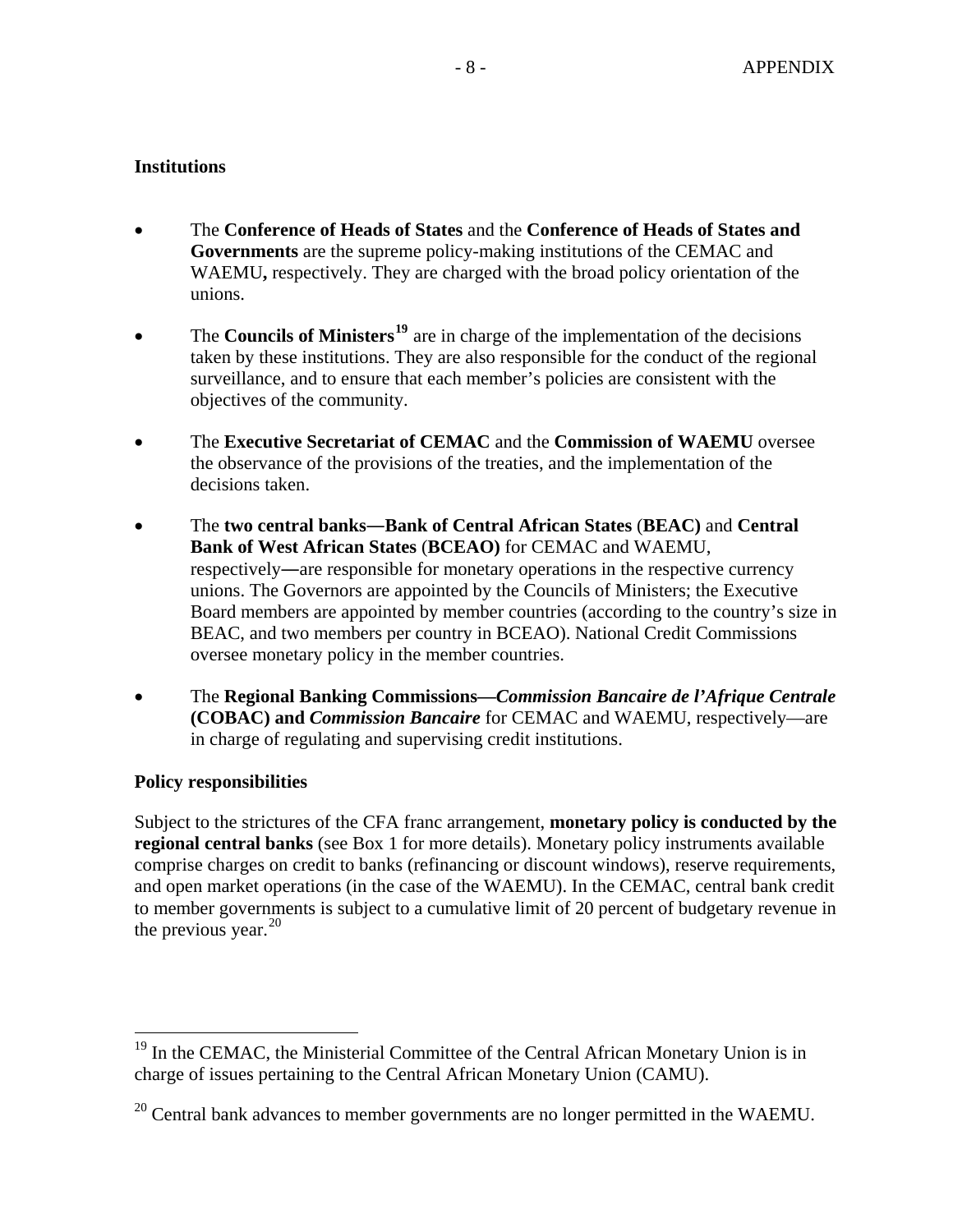**Institutions**

- The **Conference of Heads of States** and the **Conference of Heads of States and Governments** are the supreme policy-making institutions of the CEMAC and WAEMU**,** respectively. They are charged with the broad policy orientation of the unions.

- The **Councils of Ministers**[19] are in charge of the implementation of the decisions taken by these institutions. They are also responsible for the conduct of the regional surveillance, and to ensure that each member's policies are consistent with the objectives of the community.

- The **Executive Secretariat of CEMAC** and the **Commission of WAEMU** oversee the observance of the provisions of the treaties, and the implementation of the decisions taken.

- The **two central banks—Bank of Central African States** (**BEAC)** and **Central Bank of West African States** (**BCEAO)** for CEMAC and WAEMU, respectively**—**are responsible for monetary operations in the respective currency unions. The Governors are appointed by the Councils of Ministers; the Executive Board members are appointed by member countries (according to the country's size in BEAC, and two members per country in BCEAO). National Credit Commissions oversee monetary policy in the member countries.

- The **Regional Banking Commissions—*Commission Bancaire de l'Afrique Centrale* (COBAC) and *Commission Bancaire*** for CEMAC and WAEMU, respectively—are in charge of regulating and supervising credit institutions.

**Policy responsibilities**

Subject to the strictures of the CFA franc arrangement, **monetary policy is conducted by the regional central banks** (see Box 1 for more details). Monetary policy instruments available comprise charges on credit to banks (refinancing or discount windows), reserve requirements, and open market operations (in the case of the WAEMU). In the CEMAC, central bank credit to member governments is subject to a cumulative limit of 20 percent of budgetary revenue in the previous year.[20]

---

[19] In the CEMAC, the Ministerial Committee of the Central African Monetary Union is in charge of issues pertaining to the Central African Monetary Union (CAMU).

[20] Central bank advances to member governments are no longer permitted in the WAEMU.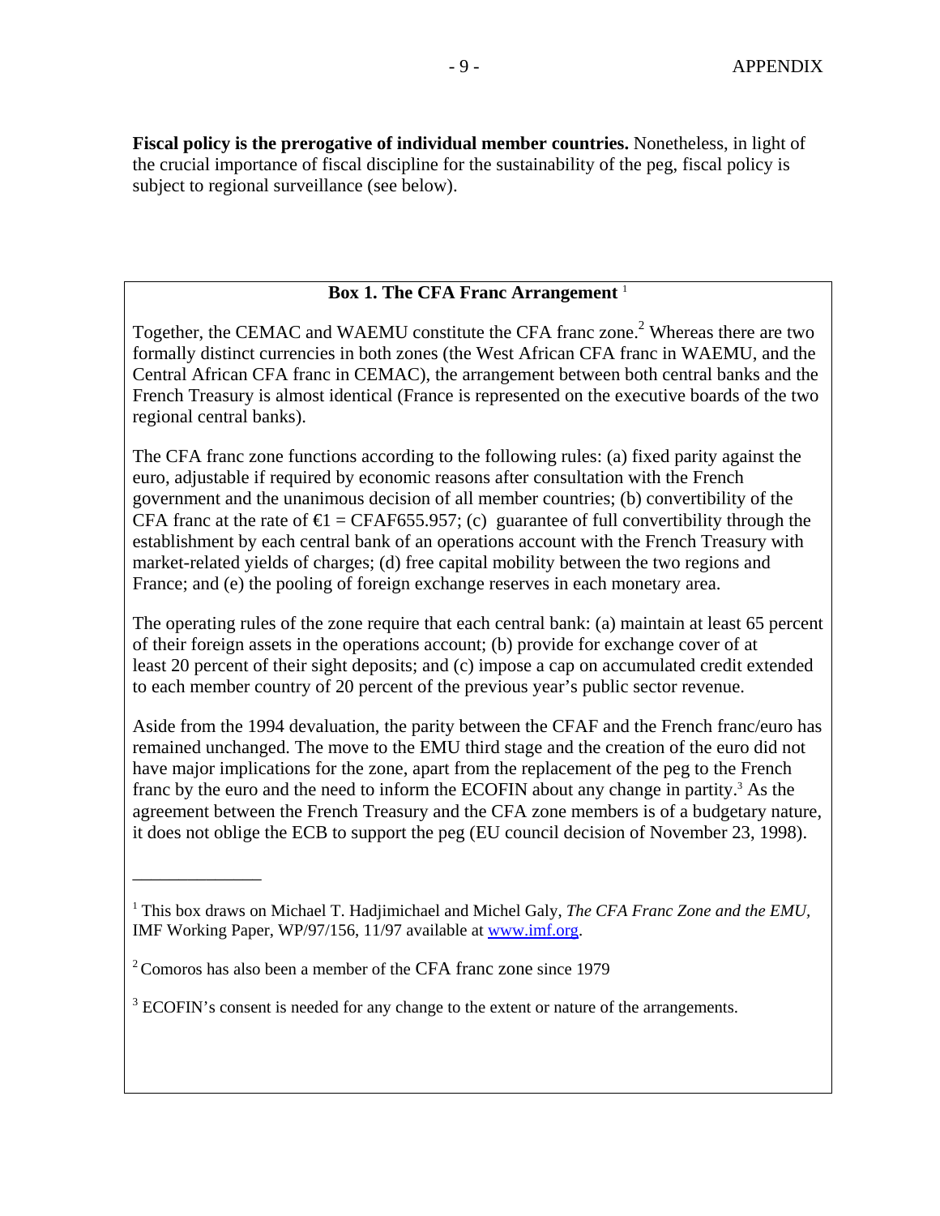**Fiscal policy is the prerogative of individual member countries.** Nonetheless, in light of the crucial importance of fiscal discipline for the sustainability of the peg, fiscal policy is subject to regional surveillance (see below).

### Box 1. The CFA Franc Arrangement [1]

Together, the CEMAC and WAEMU constitute the CFA franc zone.[2] Whereas there are two formally distinct currencies in both zones (the West African CFA franc in WAEMU, and the Central African CFA franc in CEMAC), the arrangement between both central banks and the French Treasury is almost identical (France is represented on the executive boards of the two regional central banks).

The CFA franc zone functions according to the following rules: (a) fixed parity against the euro, adjustable if required by economic reasons after consultation with the French government and the unanimous decision of all member countries; (b) convertibility of the CFA franc at the rate of €1 = CFAF655.957; (c) guarantee of full convertibility through the establishment by each central bank of an operations account with the French Treasury with market-related yields of charges; (d) free capital mobility between the two regions and France; and (e) the pooling of foreign exchange reserves in each monetary area.

The operating rules of the zone require that each central bank: (a) maintain at least 65 percent of their foreign assets in the operations account; (b) provide for exchange cover of at least 20 percent of their sight deposits; and (c) impose a cap on accumulated credit extended to each member country of 20 percent of the previous year's public sector revenue.

Aside from the 1994 devaluation, the parity between the CFAF and the French franc/euro has remained unchanged. The move to the EMU third stage and the creation of the euro did not have major implications for the zone, apart from the replacement of the peg to the French franc by the euro and the need to inform the ECOFIN about any change in partity.[3] As the agreement between the French Treasury and the CFA zone members is of a budgetary nature, it does not oblige the ECB to support the peg (EU council decision of November 23, 1998).

---

[1] This box draws on Michael T. Hadjimichael and Michel Galy, *The CFA Franc Zone and the EMU,* IMF Working Paper, WP/97/156, 11/97 available at www.imf.org.

[2] Comoros has also been a member of the CFA franc zone since 1979

[3] ECOFIN's consent is needed for any change to the extent or nature of the arrangements.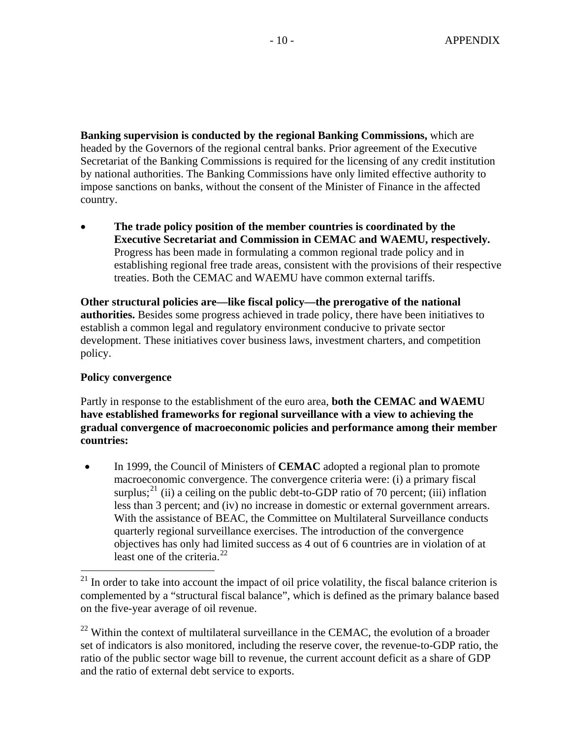**Banking supervision is conducted by the regional Banking Commissions,** which are headed by the Governors of the regional central banks. Prior agreement of the Executive Secretariat of the Banking Commissions is required for the licensing of any credit institution by national authorities. The Banking Commissions have only limited effective authority to impose sanctions on banks, without the consent of the Minister of Finance in the affected country.

- **The trade policy position of the member countries is coordinated by the Executive Secretariat and Commission in CEMAC and WAEMU, respectively.** Progress has been made in formulating a common regional trade policy and in establishing regional free trade areas, consistent with the provisions of their respective treaties. Both the CEMAC and WAEMU have common external tariffs.

**Other structural policies are—like fiscal policy—the prerogative of the national authorities.** Besides some progress achieved in trade policy, there have been initiatives to establish a common legal and regulatory environment conducive to private sector development. These initiatives cover business laws, investment charters, and competition policy.

**Policy convergence**

Partly in response to the establishment of the euro area, **both the CEMAC and WAEMU have established frameworks for regional surveillance with a view to achieving the gradual convergence of macroeconomic policies and performance among their member countries:**

- In 1999, the Council of Ministers of **CEMAC** adopted a regional plan to promote macroeconomic convergence. The convergence criteria were: (i) a primary fiscal surplus;[21] (ii) a ceiling on the public debt-to-GDP ratio of 70 percent; (iii) inflation less than 3 percent; and (iv) no increase in domestic or external government arrears. With the assistance of BEAC, the Committee on Multilateral Surveillance conducts quarterly regional surveillance exercises. The introduction of the convergence objectives has only had limited success as 4 out of 6 countries are in violation of at least one of the criteria.[22]

---

[21] In order to take into account the impact of oil price volatility, the fiscal balance criterion is complemented by a "structural fiscal balance", which is defined as the primary balance based on the five-year average of oil revenue.

[22] Within the context of multilateral surveillance in the CEMAC, the evolution of a broader set of indicators is also monitored, including the reserve cover, the revenue-to-GDP ratio, the ratio of the public sector wage bill to revenue, the current account deficit as a share of GDP and the ratio of external debt service to exports.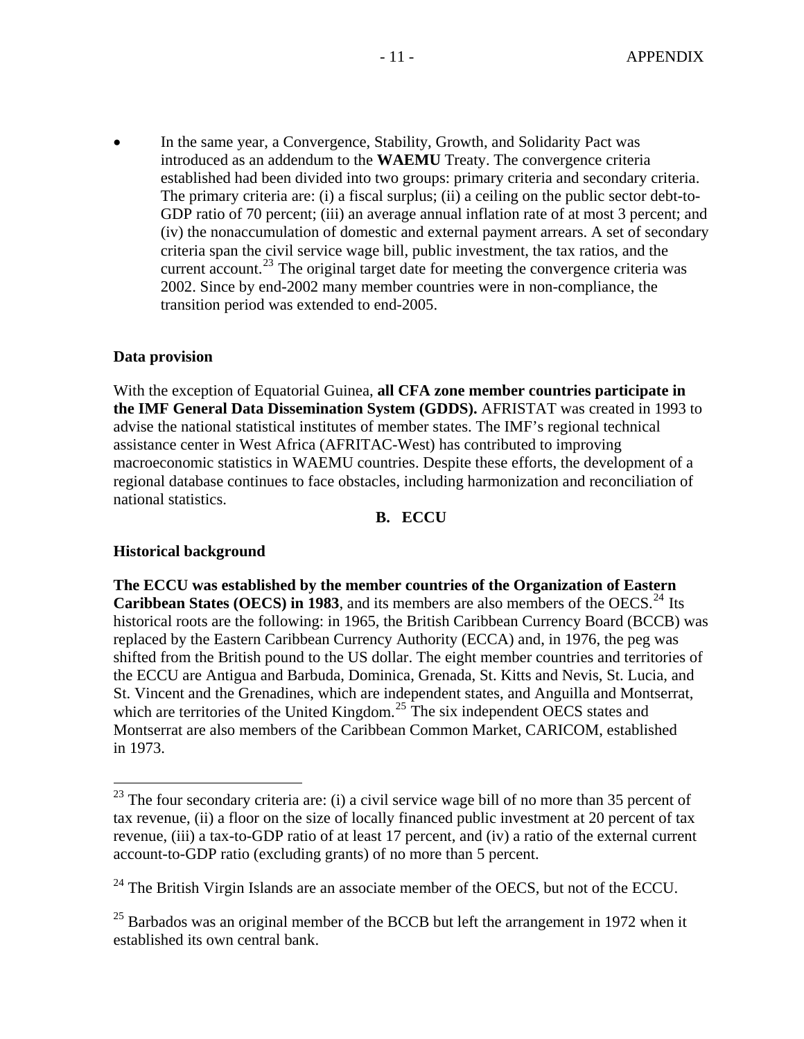- In the same year, a Convergence, Stability, Growth, and Solidarity Pact was introduced as an addendum to the **WAEMU** Treaty. The convergence criteria established had been divided into two groups: primary criteria and secondary criteria. The primary criteria are: (i) a fiscal surplus; (ii) a ceiling on the public sector debt-to-GDP ratio of 70 percent; (iii) an average annual inflation rate of at most 3 percent; and (iv) the nonaccumulation of domestic and external payment arrears. A set of secondary criteria span the civil service wage bill, public investment, the tax ratios, and the current account.[23] The original target date for meeting the convergence criteria was 2002. Since by end-2002 many member countries were in non-compliance, the transition period was extended to end-2005.

**Data provision**

With the exception of Equatorial Guinea, **all CFA zone member countries participate in the IMF General Data Dissemination System (GDDS).** AFRISTAT was created in 1993 to advise the national statistical institutes of member states. The IMF's regional technical assistance center in West Africa (AFRITAC-West) has contributed to improving macroeconomic statistics in WAEMU countries. Despite these efforts, the development of a regional database continues to face obstacles, including harmonization and reconciliation of national statistics.

## B. ECCU

**Historical background**

**The ECCU was established by the member countries of the Organization of Eastern Caribbean States (OECS) in 1983**, and its members are also members of the OECS.[24] Its historical roots are the following: in 1965, the British Caribbean Currency Board (BCCB) was replaced by the Eastern Caribbean Currency Authority (ECCA) and, in 1976, the peg was shifted from the British pound to the US dollar. The eight member countries and territories of the ECCU are Antigua and Barbuda, Dominica, Grenada, St. Kitts and Nevis, St. Lucia, and St. Vincent and the Grenadines, which are independent states, and Anguilla and Montserrat, which are territories of the United Kingdom.[25] The six independent OECS states and Montserrat are also members of the Caribbean Common Market, CARICOM, established in 1973.

---

[23] The four secondary criteria are: (i) a civil service wage bill of no more than 35 percent of tax revenue, (ii) a floor on the size of locally financed public investment at 20 percent of tax revenue, (iii) a tax-to-GDP ratio of at least 17 percent, and (iv) a ratio of the external current account-to-GDP ratio (excluding grants) of no more than 5 percent.

[24] The British Virgin Islands are an associate member of the OECS, but not of the ECCU.

[25] Barbados was an original member of the BCCB but left the arrangement in 1972 when it established its own central bank.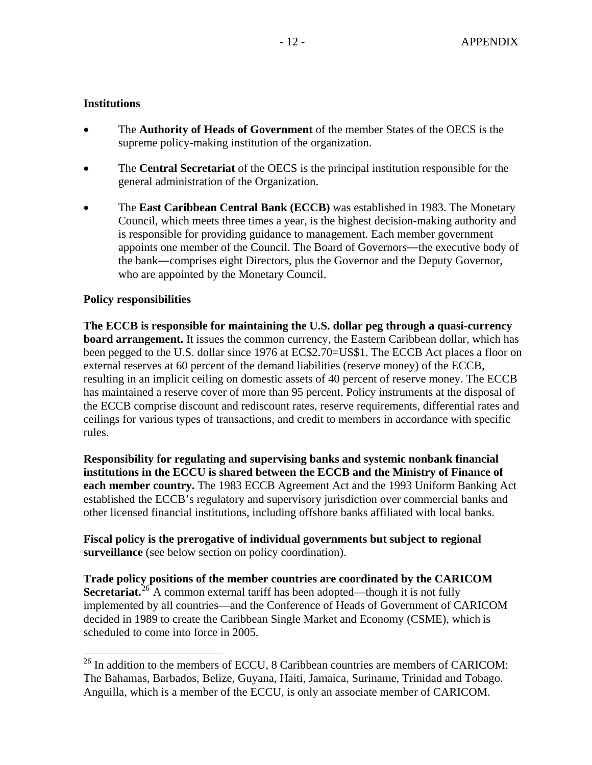**Institutions**

- The **Authority of Heads of Government** of the member States of the OECS is the supreme policy-making institution of the organization.

- The **Central Secretariat** of the OECS is the principal institution responsible for the general administration of the Organization.

- The **East Caribbean Central Bank (ECCB)** was established in 1983. The Monetary Council, which meets three times a year, is the highest decision-making authority and is responsible for providing guidance to management. Each member government appoints one member of the Council. The Board of Governors―the executive body of the bank―comprises eight Directors, plus the Governor and the Deputy Governor, who are appointed by the Monetary Council.

**Policy responsibilities**

**The ECCB is responsible for maintaining the U.S. dollar peg through a quasi-currency board arrangement.** It issues the common currency, the Eastern Caribbean dollar, which has been pegged to the U.S. dollar since 1976 at EC$2.70=US$1. The ECCB Act places a floor on external reserves at 60 percent of the demand liabilities (reserve money) of the ECCB, resulting in an implicit ceiling on domestic assets of 40 percent of reserve money. The ECCB has maintained a reserve cover of more than 95 percent. Policy instruments at the disposal of the ECCB comprise discount and rediscount rates, reserve requirements, differential rates and ceilings for various types of transactions, and credit to members in accordance with specific rules.

**Responsibility for regulating and supervising banks and systemic nonbank financial institutions in the ECCU is shared between the ECCB and the Ministry of Finance of each member country.** The 1983 ECCB Agreement Act and the 1993 Uniform Banking Act established the ECCB's regulatory and supervisory jurisdiction over commercial banks and other licensed financial institutions, including offshore banks affiliated with local banks.

**Fiscal policy is the prerogative of individual governments but subject to regional surveillance** (see below section on policy coordination).

**Trade policy positions of the member countries are coordinated by the CARICOM Secretariat.**[26] A common external tariff has been adopted—though it is not fully implemented by all countries—and the Conference of Heads of Government of CARICOM decided in 1989 to create the Caribbean Single Market and Economy (CSME), which is scheduled to come into force in 2005.

---

[26] In addition to the members of ECCU, 8 Caribbean countries are members of CARICOM: The Bahamas, Barbados, Belize, Guyana, Haiti, Jamaica, Suriname, Trinidad and Tobago. Anguilla, which is a member of the ECCU, is only an associate member of CARICOM.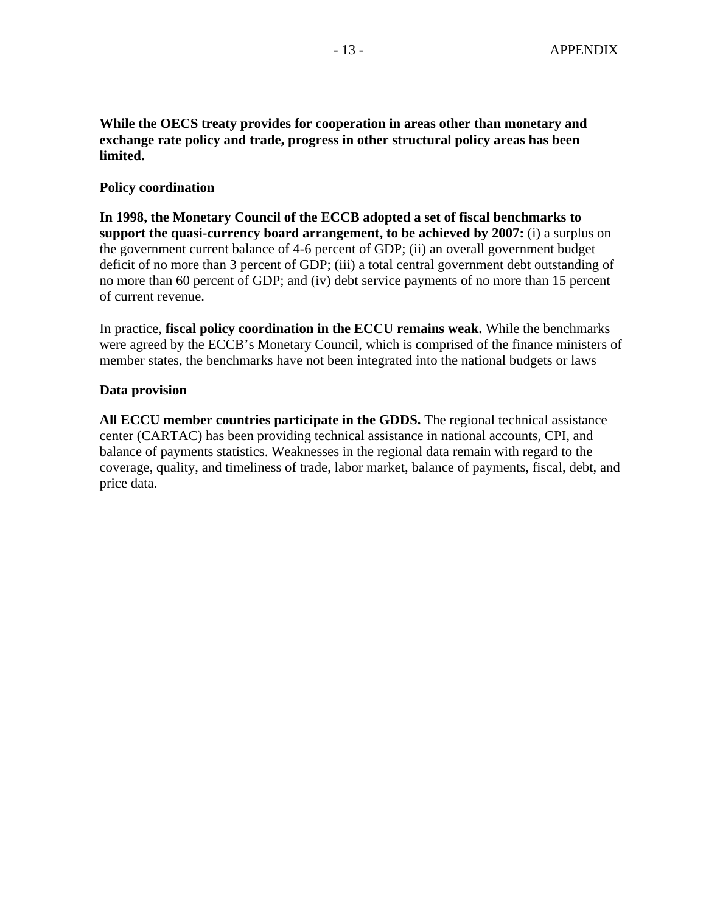**While the OECS treaty provides for cooperation in areas other than monetary and exchange rate policy and trade, progress in other structural policy areas has been limited.**

**Policy coordination**

**In 1998, the Monetary Council of the ECCB adopted a set of fiscal benchmarks to support the quasi-currency board arrangement, to be achieved by 2007:** (i) a surplus on the government current balance of 4-6 percent of GDP; (ii) an overall government budget deficit of no more than 3 percent of GDP; (iii) a total central government debt outstanding of no more than 60 percent of GDP; and (iv) debt service payments of no more than 15 percent of current revenue.

In practice, **fiscal policy coordination in the ECCU remains weak.** While the benchmarks were agreed by the ECCB's Monetary Council, which is comprised of the finance ministers of member states, the benchmarks have not been integrated into the national budgets or laws

**Data provision**

**All ECCU member countries participate in the GDDS.** The regional technical assistance center (CARTAC) has been providing technical assistance in national accounts, CPI, and balance of payments statistics. Weaknesses in the regional data remain with regard to the coverage, quality, and timeliness of trade, labor market, balance of payments, fiscal, debt, and price data.